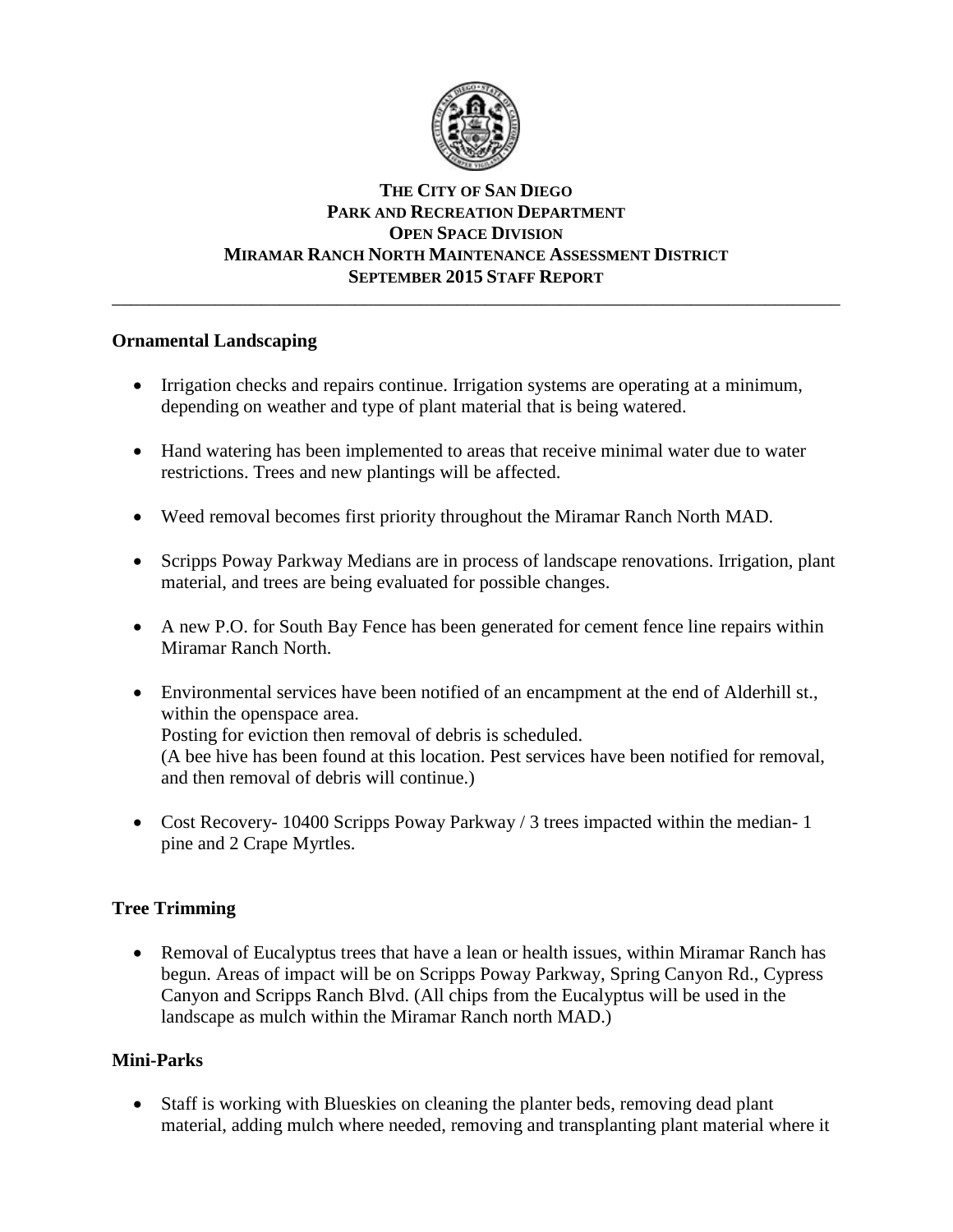**THE CITY OF SAN DIEGO**
**PARK AND RECREATION DEPARTMENT**
**OPEN SPACE DIVISION**
**MIRAMAR RANCH NORTH MAINTENANCE ASSESSMENT DISTRICT**
**SEPTEMBER 2015 STAFF REPORT**

---

## Ornamental Landscaping

- Irrigation checks and repairs continue. Irrigation systems are operating at a minimum, depending on weather and type of plant material that is being watered.

- Hand watering has been implemented to areas that receive minimal water due to water restrictions. Trees and new plantings will be affected.

- Weed removal becomes first priority throughout the Miramar Ranch North MAD.

- Scripps Poway Parkway Medians are in process of landscape renovations. Irrigation, plant material, and trees are being evaluated for possible changes.

- A new P.O. for South Bay Fence has been generated for cement fence line repairs within Miramar Ranch North.

- Environmental services have been notified of an encampment at the end of Alderhill st., within the openspace area.
  Posting for eviction then removal of debris is scheduled.
  (A bee hive has been found at this location. Pest services have been notified for removal, and then removal of debris will continue.)

- Cost Recovery- 10400 Scripps Poway Parkway / 3 trees impacted within the median- 1 pine and 2 Crape Myrtles.

## Tree Trimming

- Removal of Eucalyptus trees that have a lean or health issues, within Miramar Ranch has begun. Areas of impact will be on Scripps Poway Parkway, Spring Canyon Rd., Cypress Canyon and Scripps Ranch Blvd. (All chips from the Eucalyptus will be used in the landscape as mulch within the Miramar Ranch north MAD.)

## Mini-Parks

- Staff is working with Blueskies on cleaning the planter beds, removing dead plant material, adding mulch where needed, removing and transplanting plant material where it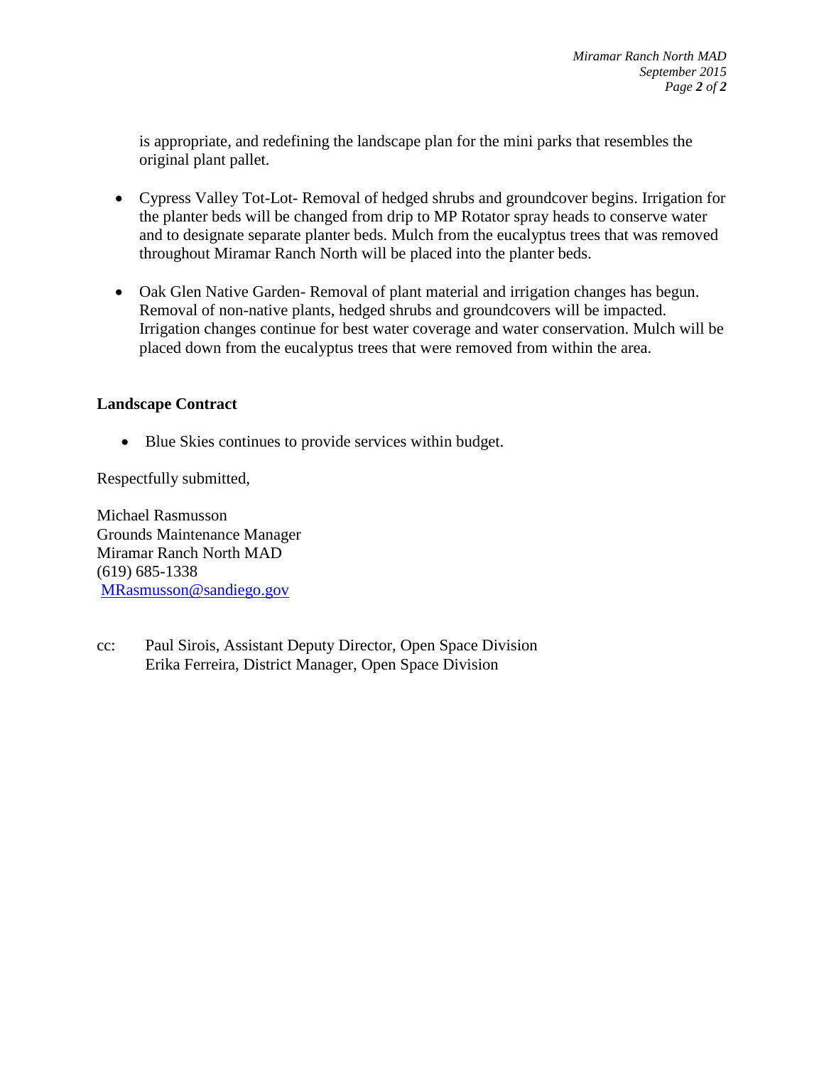is appropriate, and redefining the landscape plan for the mini parks that resembles the original plant pallet.

- Cypress Valley Tot-Lot- Removal of hedged shrubs and groundcover begins. Irrigation for the planter beds will be changed from drip to MP Rotator spray heads to conserve water and to designate separate planter beds. Mulch from the eucalyptus trees that was removed throughout Miramar Ranch North will be placed into the planter beds.

- Oak Glen Native Garden- Removal of plant material and irrigation changes has begun. Removal of non-native plants, hedged shrubs and groundcovers will be impacted. Irrigation changes continue for best water coverage and water conservation. Mulch will be placed down from the eucalyptus trees that were removed from within the area.

**Landscape Contract**

- Blue Skies continues to provide services within budget.

Respectfully submitted,

Michael Rasmusson
Grounds Maintenance Manager
Miramar Ranch North MAD
(619) 685-1338
MRasmusson@sandiego.gov

cc: Paul Sirois, Assistant Deputy Director, Open Space Division
Erika Ferreira, District Manager, Open Space Division